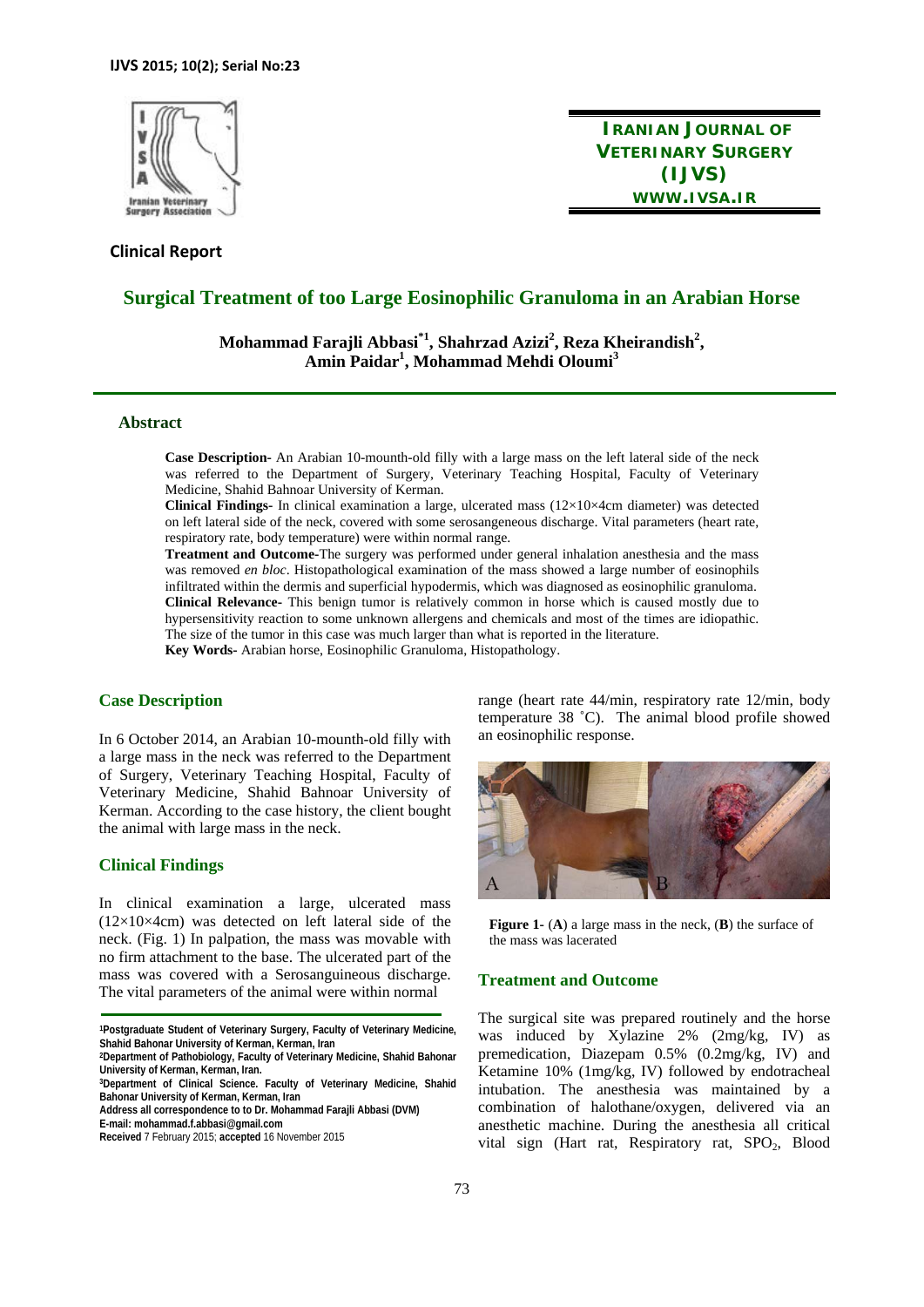Clinical Report

# Surgical Treatment of too Large Eosinophilic Granuloma in an Arabian Horse

**Mohammad Farajli Abbasi**[*1], **Shahrzad Azizi**[2], **Reza Kheirandish**[2], **Amin Paidar**[1], **Mohammad Mehdi Oloumi**[3]

## Abstract

**Case Description-** An Arabian 10-mounth-old filly with a large mass on the left lateral side of the neck was referred to the Department of Surgery, Veterinary Teaching Hospital, Faculty of Veterinary Medicine, Shahid Bahnoar University of Kerman.

**Clinical Findings-** In clinical examination a large, ulcerated mass (12×10×4cm diameter) was detected on left lateral side of the neck, covered with some serosangeneous discharge. Vital parameters (heart rate, respiratory rate, body temperature) were within normal range.

**Treatment and Outcome-**The surgery was performed under general inhalation anesthesia and the mass was removed *en bloc*. Histopathological examination of the mass showed a large number of eosinophils infiltrated within the dermis and superficial hypodermis, which was diagnosed as eosinophilic granuloma.

**Clinical Relevance-** This benign tumor is relatively common in horse which is caused mostly due to hypersensitivity reaction to some unknown allergens and chemicals and most of the times are idiopathic. The size of the tumor in this case was much larger than what is reported in the literature.

**Key Words-** Arabian horse, Eosinophilic Granuloma, Histopathology.

## Case Description

In 6 October 2014, an Arabian 10-mounth-old filly with a large mass in the neck was referred to the Department of Surgery, Veterinary Teaching Hospital, Faculty of Veterinary Medicine, Shahid Bahnoar University of Kerman. According to the case history, the client bought the animal with large mass in the neck.

## Clinical Findings

In clinical examination a large, ulcerated mass (12×10×4cm) was detected on left lateral side of the neck. (Fig. 1) In palpation, the mass was movable with no firm attachment to the base. The ulcerated part of the mass was covered with a Serosanguineous discharge. The vital parameters of the animal were within normal range (heart rate 44/min, respiratory rate 12/min, body temperature 38 ˚C). The animal blood profile showed an eosinophilic response.

**Figure 1-** (**A**) a large mass in the neck, (**B**) the surface of the mass was lacerated

## Treatment and Outcome

The surgical site was prepared routinely and the horse was induced by Xylazine 2% (2mg/kg, IV) as premedication, Diazepam 0.5% (0.2mg/kg, IV) and Ketamine 10% (1mg/kg, IV) followed by endotracheal intubation. The anesthesia was maintained by a combination of halothane/oxygen, delivered via an anesthetic machine. During the anesthesia all critical vital sign (Hart rat, Respiratory rat, $SPO_2$, Blood

---

[1]Postgraduate Student of Veterinary Surgery, Faculty of Veterinary Medicine, Shahid Bahonar University of Kerman, Kerman, Iran

[2]Department of Pathobiology, Faculty of Veterinary Medicine, Shahid Bahonar University of Kerman, Kerman, Iran.

[3]Department of Clinical Science. Faculty of Veterinary Medicine, Shahid Bahonar University of Kerman, Kerman, Iran

Address all correspondence to to Dr. Mohammad Farajli Abbasi (DVM)

E-mail: mohammad.f.abbasi@gmail.com

**Received** 7 February 2015; **accepted** 16 November 2015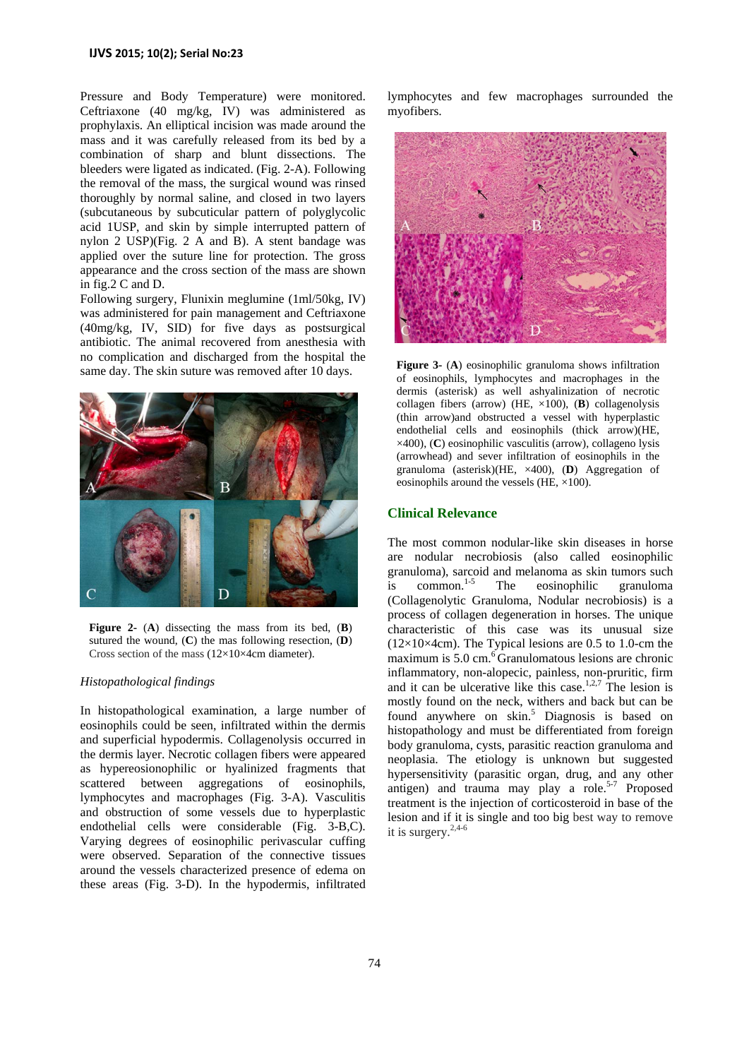Pressure and Body Temperature) were monitored. Ceftriaxone (40 mg/kg, IV) was administered as prophylaxis. An elliptical incision was made around the mass and it was carefully released from its bed by a combination of sharp and blunt dissections. The bleeders were ligated as indicated. (Fig. 2-A). Following the removal of the mass, the surgical wound was rinsed thoroughly by normal saline, and closed in two layers (subcutaneous by subcuticular pattern of polyglycolic acid 1USP, and skin by simple interrupted pattern of nylon 2 USP)(Fig. 2 A and B). A stent bandage was applied over the suture line for protection. The gross appearance and the cross section of the mass are shown in fig.2 C and D.

Following surgery, Flunixin meglumine (1ml/50kg, IV) was administered for pain management and Ceftriaxone (40mg/kg, IV, SID) for five days as postsurgical antibiotic. The animal recovered from anesthesia with no complication and discharged from the hospital the same day. The skin suture was removed after 10 days.

**Figure 2**- (**A**) dissecting the mass from its bed, (**B**) sutured the wound, (**C**) the mas following resection, (**D**) Cross section of the mass (12×10×4cm diameter).

*Histopathological findings*

In histopathological examination, a large number of eosinophils could be seen, infiltrated within the dermis and superficial hypodermis. Collagenolysis occurred in the dermis layer. Necrotic collagen fibers were appeared as hypereosionophilic or hyalinized fragments that scattered between aggregations of eosinophils, lymphocytes and macrophages (Fig. 3-A). Vasculitis and obstruction of some vessels due to hyperplastic endothelial cells were considerable (Fig. 3-B,C). Varying degrees of eosinophilic perivascular cuffing were observed. Separation of the connective tissues around the vessels characterized presence of edema on these areas (Fig. 3-D). In the hypodermis, infiltrated lymphocytes and few macrophages surrounded the myofibers.

**Figure 3**- (**A**) eosinophilic granuloma shows infiltration of eosinophils, lymphocytes and macrophages in the dermis (asterisk) as well ashyalinization of necrotic collagen fibers (arrow) (HE, ×100), (**B**) collagenolysis (thin arrow)and obstructed a vessel with hyperplastic endothelial cells and eosinophils (thick arrow)(HE, ×400), (**C**) eosinophilic vasculitis (arrow), collageno lysis (arrowhead) and sever infiltration of eosinophils in the granuloma (asterisk)(HE, ×400), (**D**) Aggregation of eosinophils around the vessels (HE, ×100).

## Clinical Relevance

The most common nodular-like skin diseases in horse are nodular necrobiosis (also called eosinophilic granuloma), sarcoid and melanoma as skin tumors such is common.[1-5] The eosinophilic granuloma (Collagenolytic Granuloma, Nodular necrobiosis) is a process of collagen degeneration in horses. The unique characteristic of this case was its unusual size (12×10×4cm). The Typical lesions are 0.5 to 1.0-cm the maximum is 5.0 cm.[6] Granulomatous lesions are chronic inflammatory, non-alopecic, painless, non-pruritic, firm and it can be ulcerative like this case.[1,2,7] The lesion is mostly found on the neck, withers and back but can be found anywhere on skin.[5] Diagnosis is based on histopathology and must be differentiated from foreign body granuloma, cysts, parasitic reaction granuloma and neoplasia. The etiology is unknown but suggested hypersensitivity (parasitic organ, drug, and any other antigen) and trauma may play a role.[5-7] Proposed treatment is the injection of corticosteroid in base of the lesion and if it is single and too big best way to remove it is surgery.[2,4-6]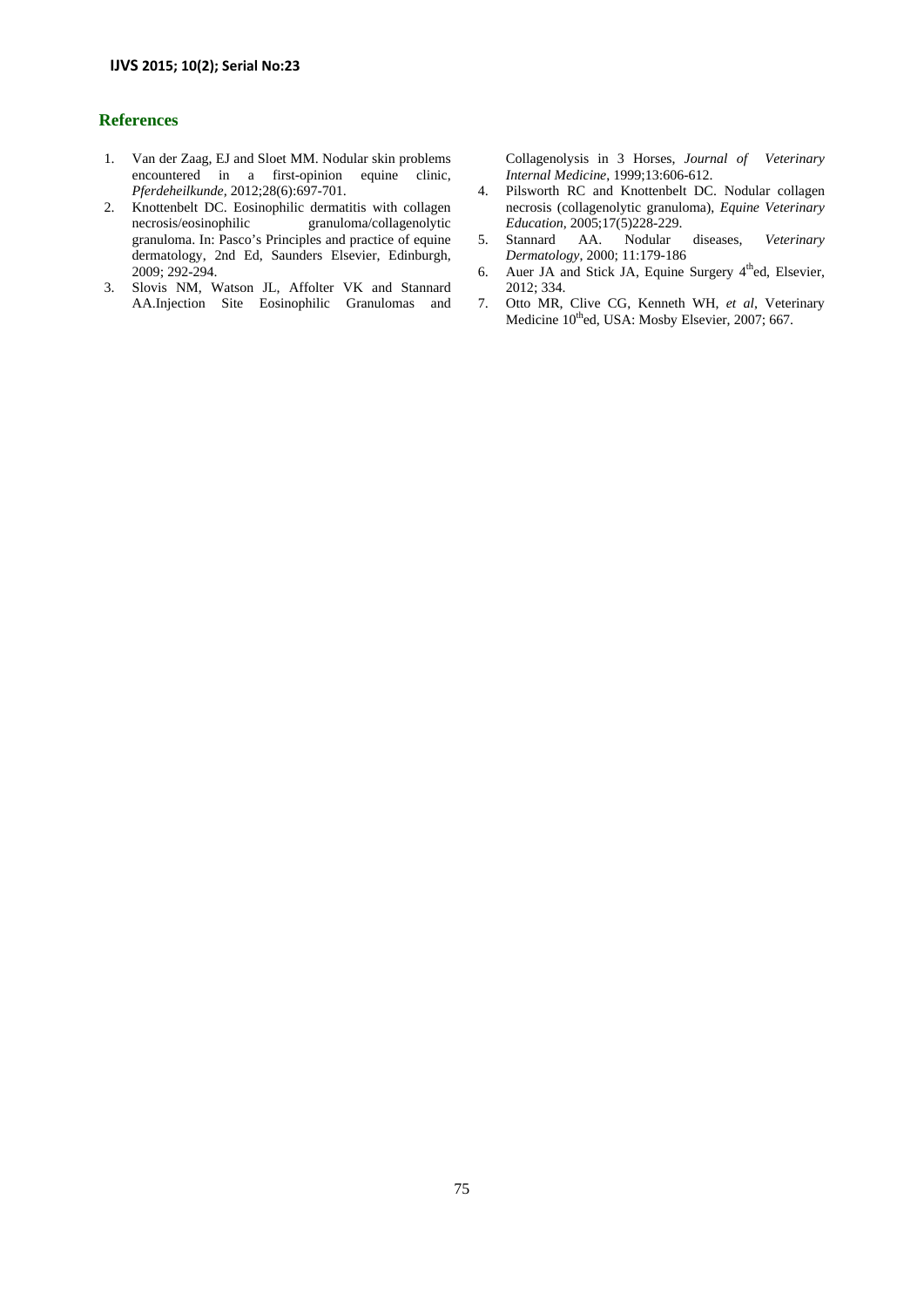## References

1. Van der Zaag, EJ and Sloet MM. Nodular skin problems encountered in a first-opinion equine clinic, *Pferdeheilkunde*, 2012;28(6):697-701.
2. Knottenbelt DC. Eosinophilic dermatitis with collagen necrosis/eosinophilic granuloma/collagenolytic granuloma. In: Pasco's Principles and practice of equine dermatology, 2nd Ed, Saunders Elsevier, Edinburgh, 2009; 292-294.
3. Slovis NM, Watson JL, Affolter VK and Stannard AA.Injection Site Eosinophilic Granulomas and Collagenolysis in 3 Horses, *Journal of Veterinary Internal Medicine*, 1999;13:606-612.
4. Pilsworth RC and Knottenbelt DC. Nodular collagen necrosis (collagenolytic granuloma), *Equine Veterinary Education*, 2005;17(5)228-229.
5. Stannard AA. Nodular diseases, *Veterinary Dermatology*, 2000; 11:179-186
6. Auer JA and Stick JA, Equine Surgery 4th ed, Elsevier, 2012; 334.
7. Otto MR, Clive CG, Kenneth WH, *et al*, Veterinary Medicine 10th ed, USA: Mosby Elsevier, 2007; 667.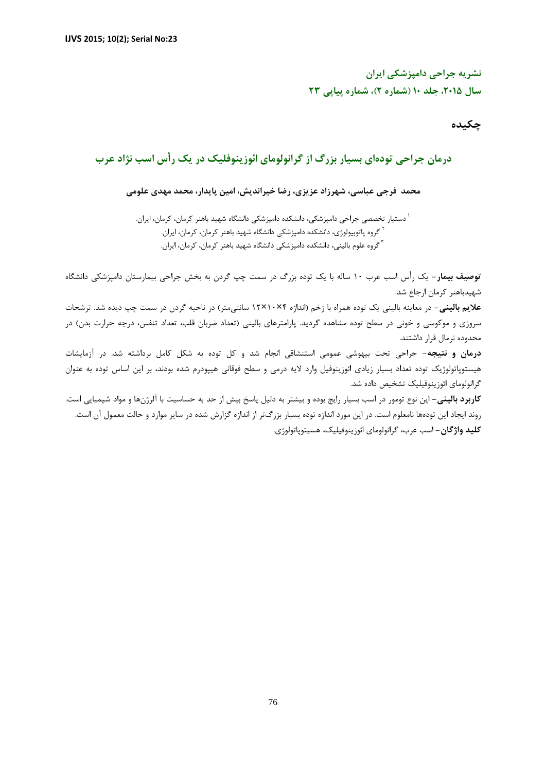# نشریه جراحی دامپزشکی ایران
## سال ۲۰۱۵، جلد ۱۰ (شماره ۲)، شماره پیاپی ۲۳

## چکیده

## درمان جراحی توده‌ای بسیار بزرگ از گرانولومای ائوزینوفلیک در یک رأس اسب نژاد عرب

**محمد فرجی عباسی، شهرزاد عزیزی، رضا خیراندیش، امین پایدار، محمد مهدی علومی**

[۱] دستیار تخصصی جراحی دامپزشکی، دانشکده دامپزشکی دانشگاه شهید باهنر کرمان، کرمان، ایران.
[۲] گروه پاتوبیولوژی، دانشکده دامپزشکی دانشگاه شهید باهنر کرمان، کرمان، ایران.
[۳] گروه علوم بالینی، دانشکده دامپزشکی دانشگاه شهید باهنر کرمان، کرمان، ایران.

**توصیف بیمار**- یک رأس اسب عرب ۱۰ ساله با یک توده بزرگ در سمت چپ گردن به بخش جراحی بیمارستان دامپزشکی دانشگاه شهیدباهنر کرمان ارجاع شد.

**علایم بالینی**- در معاینه بالینی یک توده همراه با زخم (اندازه ۴×۱۰×۱۲ سانتی‌متر) در ناحیه گردن در سمت چپ دیده شد. ترشحات سروزی و موکوسی و خونی در سطح توده مشاهده گردید. پارامترهای بالینی (تعداد ضربان قلب، تعداد تنفس، درجه حرارت بدن) در محدوده نرمال قرار داشتند.

**درمان و نتیجه**- جراحی تحت بیهوشی عمومی استنشاقی انجام شد و کل توده به شکل کامل برداشته شد. در آزمایشات هیستوپاتولوژیک توده تعداد بسیار زیادی ائوزینوفیل وارد لایه درمی و سطح فوقانی هیپودرم شده بودند، بر این اساس توده به عنوان گرانولومای ائوزینوفیلیک تشخیص داده شد.

**کاربرد بالینی**- این نوع تومور در اسب بسیار رایج بوده و بیشتر به دلیل پاسخ بیش از حد به حساسیت با آلرژن‌ها و مواد شیمیایی است. روند ایجاد این توده‌ها نامعلوم است. در این مورد اندازه توده بسیار بزرگ‌تر از اندازه گزارش شده در سایر موارد و حالت معمول آن است.

**کلید واژگان**- اسب عرب، گرانولومای ائوزینوفیلیک، هسیتوپاتولوژی.